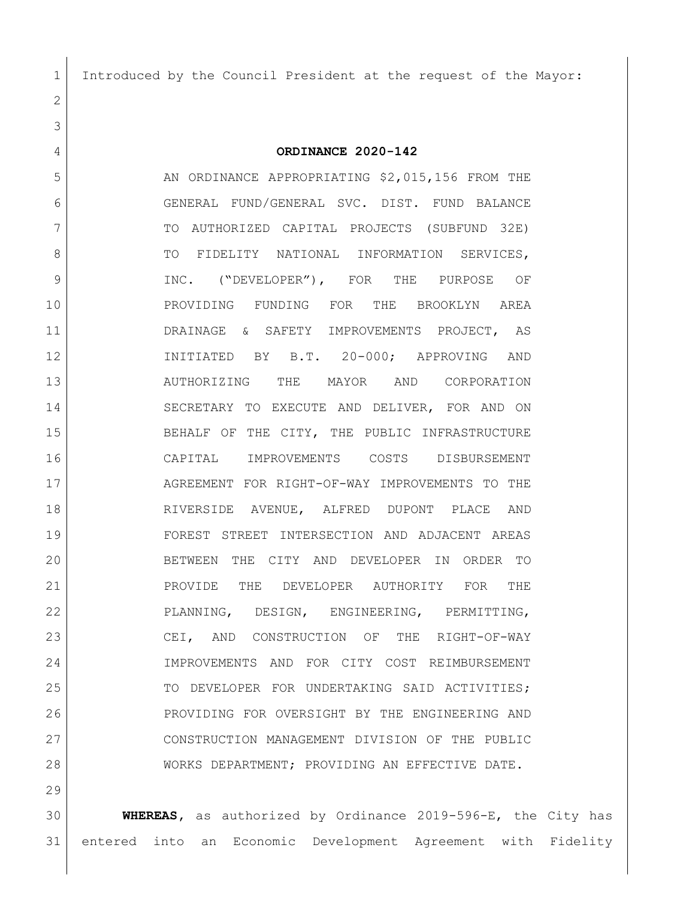Introduced by the Council President at the request of the Mayor:

**ORDINANCE 2020-142**

AN ORDINANCE APPROPRIATING $2,015,156 FROM THE GENERAL FUND/GENERAL SVC. DIST. FUND BALANCE TO AUTHORIZED CAPITAL PROJECTS (SUBFUND 32E) TO FIDELITY NATIONAL INFORMATION SERVICES, INC. ("DEVELOPER"), FOR THE PURPOSE OF PROVIDING FUNDING FOR THE BROOKLYN AREA DRAINAGE & SAFETY IMPROVEMENTS PROJECT, AS INITIATED BY B.T. 20-000; APPROVING AND AUTHORIZING THE MAYOR AND CORPORATION SECRETARY TO EXECUTE AND DELIVER, FOR AND ON BEHALF OF THE CITY, THE PUBLIC INFRASTRUCTURE CAPITAL IMPROVEMENTS COSTS DISBURSEMENT AGREEMENT FOR RIGHT-OF-WAY IMPROVEMENTS TO THE RIVERSIDE AVENUE, ALFRED DUPONT PLACE AND FOREST STREET INTERSECTION AND ADJACENT AREAS BETWEEN THE CITY AND DEVELOPER IN ORDER TO PROVIDE THE DEVELOPER AUTHORITY FOR THE PLANNING, DESIGN, ENGINEERING, PERMITTING, CEI, AND CONSTRUCTION OF THE RIGHT-OF-WAY IMPROVEMENTS AND FOR CITY COST REIMBURSEMENT TO DEVELOPER FOR UNDERTAKING SAID ACTIVITIES; PROVIDING FOR OVERSIGHT BY THE ENGINEERING AND CONSTRUCTION MANAGEMENT DIVISION OF THE PUBLIC WORKS DEPARTMENT; PROVIDING AN EFFECTIVE DATE.

**WHEREAS**, as authorized by Ordinance 2019-596-E, the City has entered into an Economic Development Agreement with Fidelity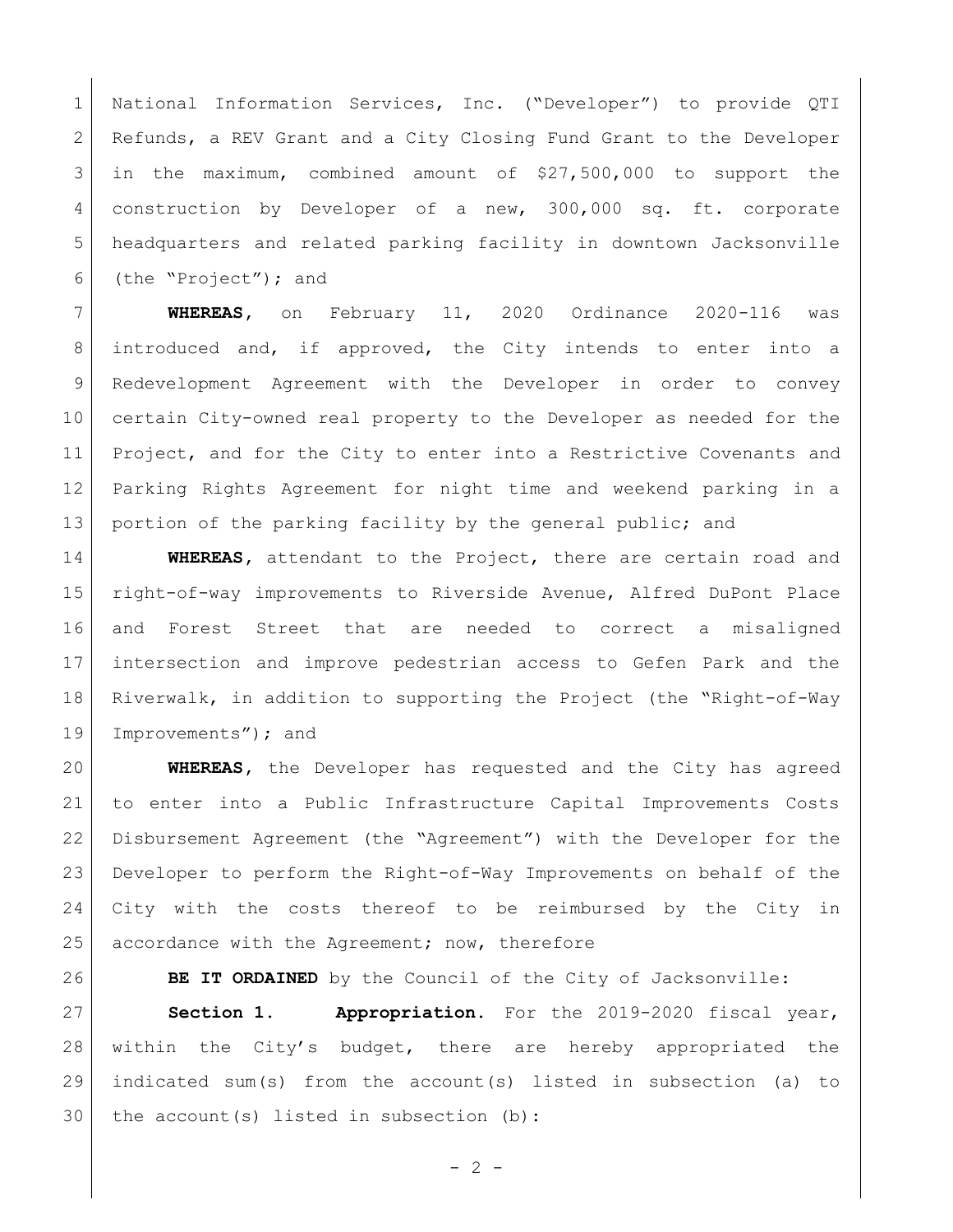National Information Services, Inc. ("Developer") to provide QTI Refunds, a REV Grant and a City Closing Fund Grant to the Developer in the maximum, combined amount of $27,500,000 to support the construction by Developer of a new, 300,000 sq. ft. corporate headquarters and related parking facility in downtown Jacksonville (the "Project"); and

**WHEREAS**, on February 11, 2020 Ordinance 2020-116 was introduced and, if approved, the City intends to enter into a Redevelopment Agreement with the Developer in order to convey certain City-owned real property to the Developer as needed for the Project, and for the City to enter into a Restrictive Covenants and Parking Rights Agreement for night time and weekend parking in a portion of the parking facility by the general public; and

**WHEREAS**, attendant to the Project, there are certain road and right-of-way improvements to Riverside Avenue, Alfred DuPont Place and Forest Street that are needed to correct a misaligned intersection and improve pedestrian access to Gefen Park and the Riverwalk, in addition to supporting the Project (the "Right-of-Way Improvements"); and

**WHEREAS**, the Developer has requested and the City has agreed to enter into a Public Infrastructure Capital Improvements Costs Disbursement Agreement (the "Agreement") with the Developer for the Developer to perform the Right-of-Way Improvements on behalf of the City with the costs thereof to be reimbursed by the City in accordance with the Agreement; now, therefore

**BE IT ORDAINED** by the Council of the City of Jacksonville:

**Section 1. Appropriation.** For the 2019-2020 fiscal year, within the City's budget, there are hereby appropriated the indicated sum(s) from the account(s) listed in subsection (a) to the account(s) listed in subsection (b):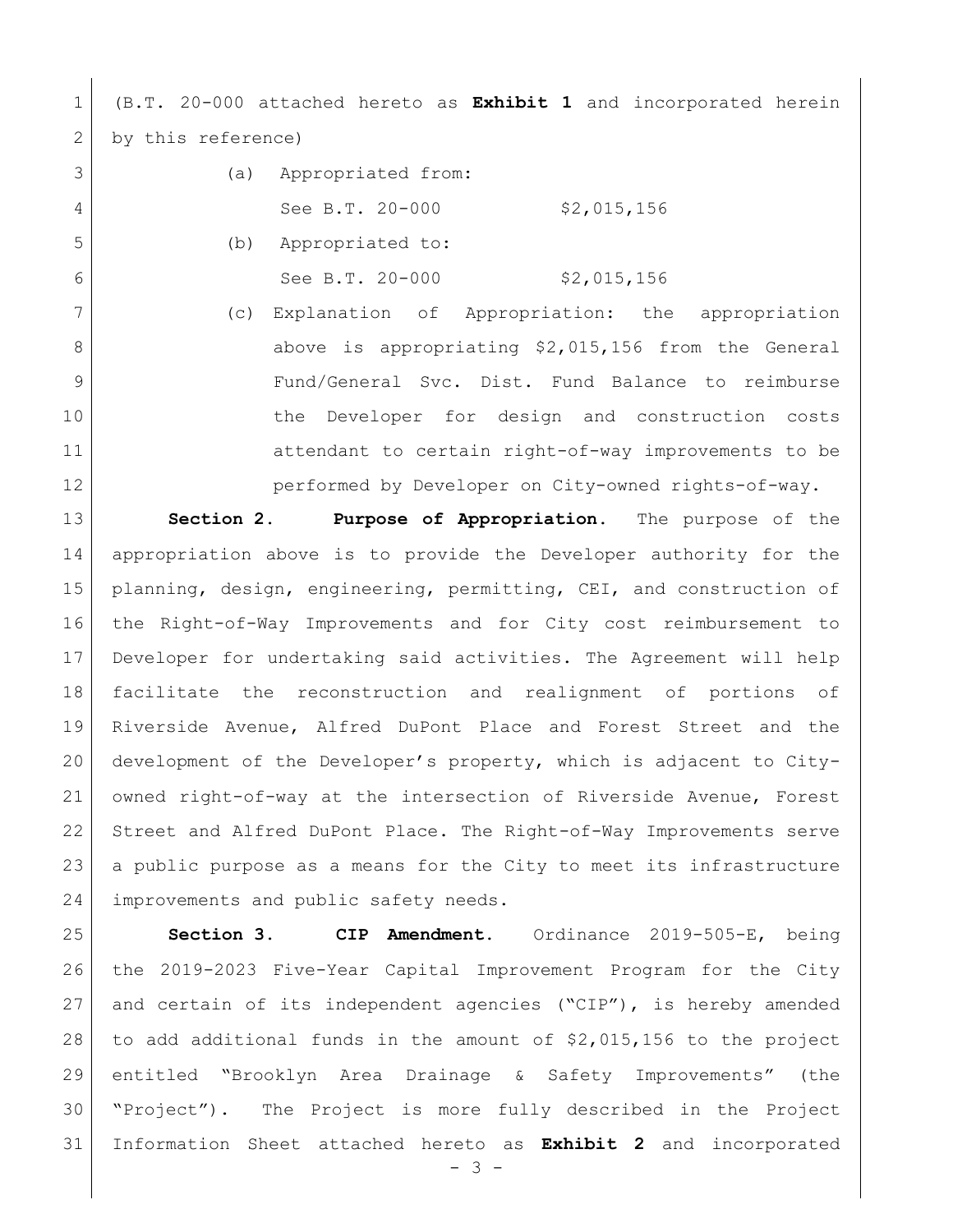(B.T. 20-000 attached hereto as **Exhibit 1** and incorporated herein by this reference)

(a) Appropriated from:

See B.T. 20-000 $2,015,156

(b) Appropriated to:

See B.T. 20-000 $2,015,156

(c) Explanation of Appropriation: the appropriation above is appropriating $2,015,156 from the General Fund/General Svc. Dist. Fund Balance to reimburse the Developer for design and construction costs attendant to certain right-of-way improvements to be performed by Developer on City-owned rights-of-way.

**Section 2. Purpose of Appropriation.** The purpose of the appropriation above is to provide the Developer authority for the planning, design, engineering, permitting, CEI, and construction of the Right-of-Way Improvements and for City cost reimbursement to Developer for undertaking said activities. The Agreement will help facilitate the reconstruction and realignment of portions of Riverside Avenue, Alfred DuPont Place and Forest Street and the development of the Developer's property, which is adjacent to City-owned right-of-way at the intersection of Riverside Avenue, Forest Street and Alfred DuPont Place. The Right-of-Way Improvements serve a public purpose as a means for the City to meet its infrastructure improvements and public safety needs.

**Section 3. CIP Amendment.** Ordinance 2019-505-E, being the 2019-2023 Five-Year Capital Improvement Program for the City and certain of its independent agencies ("CIP"), is hereby amended to add additional funds in the amount of $2,015,156 to the project entitled "Brooklyn Area Drainage & Safety Improvements" (the "Project"). The Project is more fully described in the Project Information Sheet attached hereto as **Exhibit 2** and incorporated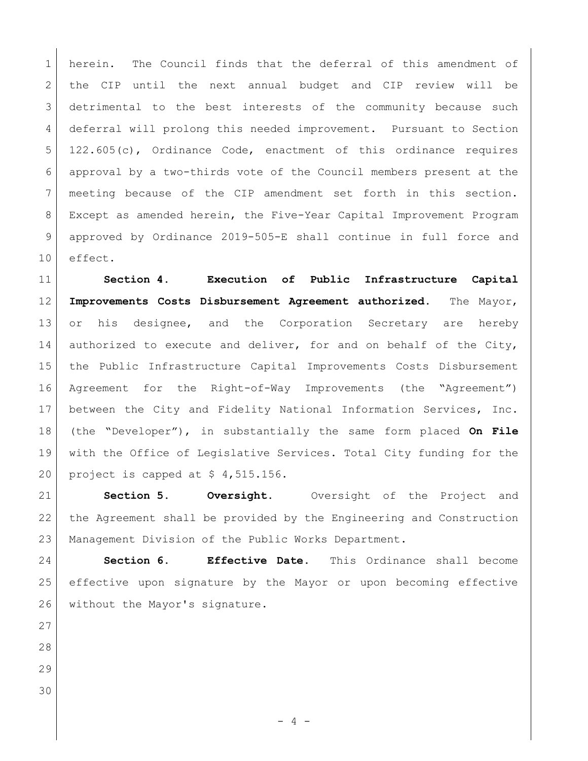herein. The Council finds that the deferral of this amendment of the CIP until the next annual budget and CIP review will be detrimental to the best interests of the community because such deferral will prolong this needed improvement. Pursuant to Section 122.605(c), Ordinance Code, enactment of this ordinance requires approval by a two-thirds vote of the Council members present at the meeting because of the CIP amendment set forth in this section. Except as amended herein, the Five-Year Capital Improvement Program approved by Ordinance 2019-505-E shall continue in full force and effect.

**Section 4. Execution of Public Infrastructure Capital Improvements Costs Disbursement Agreement authorized.** The Mayor, or his designee, and the Corporation Secretary are hereby authorized to execute and deliver, for and on behalf of the City, the Public Infrastructure Capital Improvements Costs Disbursement Agreement for the Right-of-Way Improvements (the "Agreement") between the City and Fidelity National Information Services, Inc. (the "Developer"), in substantially the same form placed **On File** with the Office of Legislative Services. Total City funding for the project is capped at $ 4,515.156.

**Section 5. Oversight.** Oversight of the Project and the Agreement shall be provided by the Engineering and Construction Management Division of the Public Works Department.

**Section 6. Effective Date.** This Ordinance shall become effective upon signature by the Mayor or upon becoming effective without the Mayor's signature.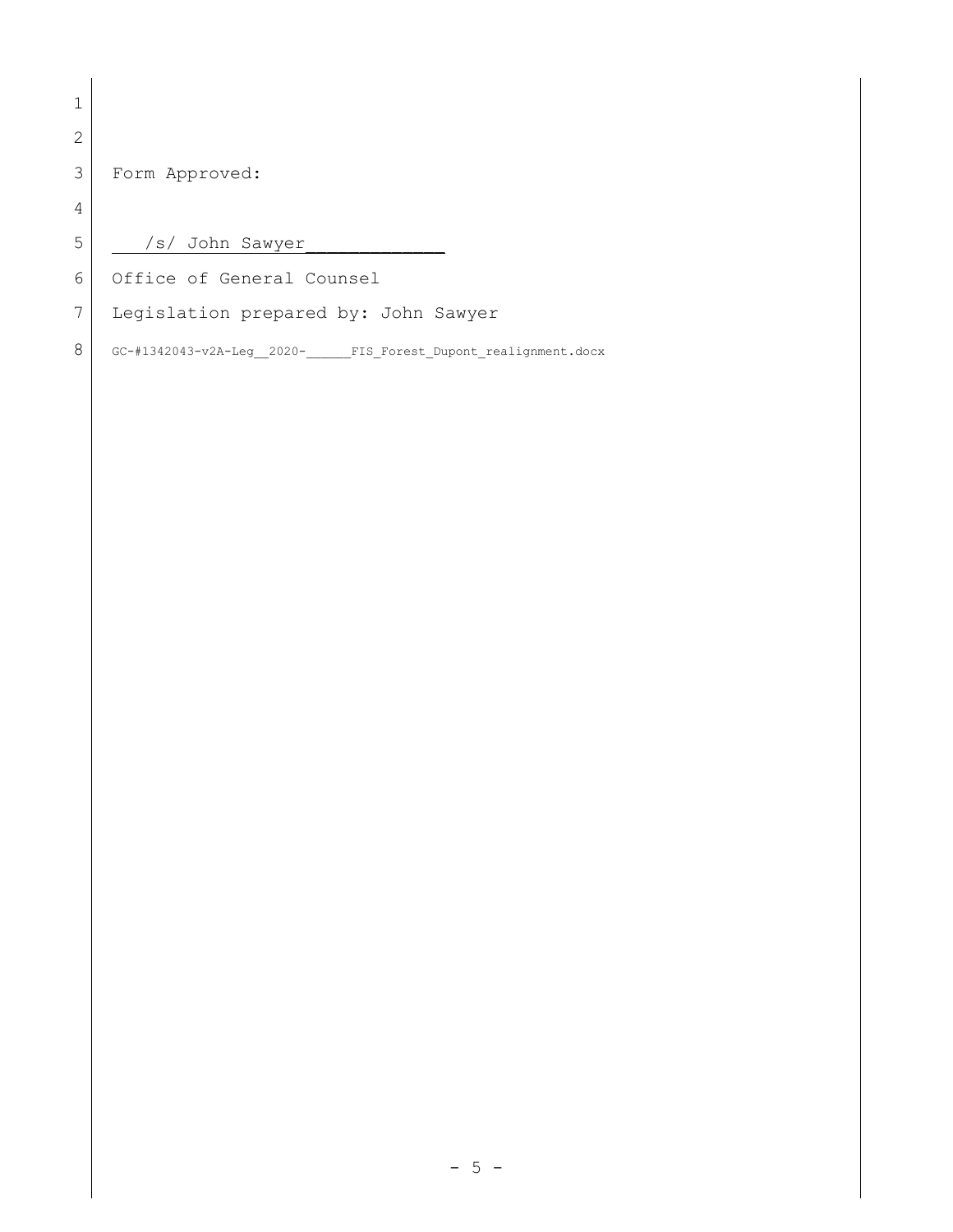Form Approved:

/s/ John Sawyer

Office of General Counsel

Legislation prepared by: John Sawyer

GC-#1342043-v2A-Leg__2020-______FIS_Forest_Dupont_realignment.docx